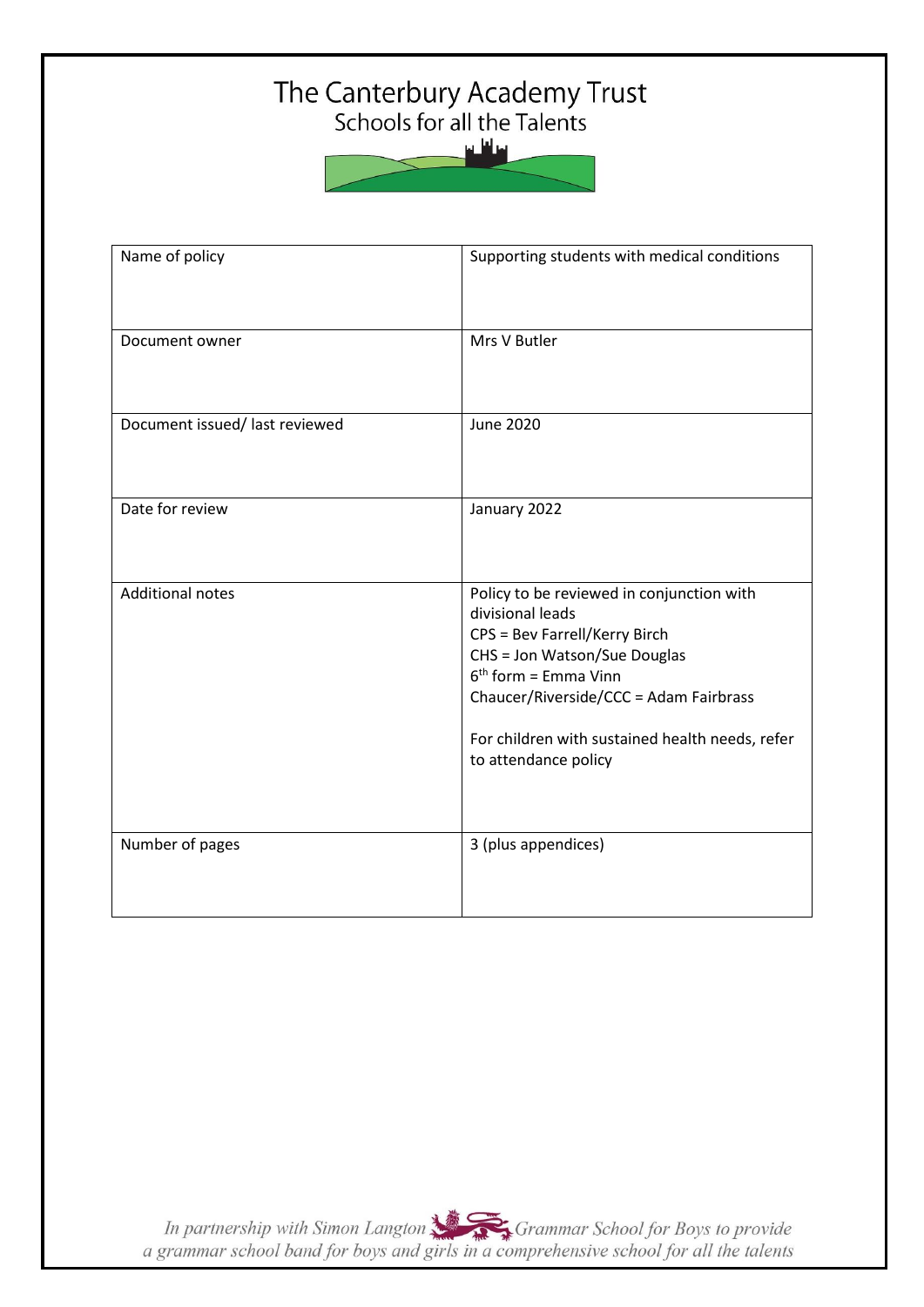# The Canterbury Academy Trust

Schools for all the Talents

| Name of policy | Supporting students with medical conditions |
| --- | --- |
| Document owner | Mrs V Butler |
| Document issued/ last reviewed | June 2020 |
| Date for review | January 2022 |
| Additional notes | Policy to be reviewed in conjunction with divisional leads<br>CPS = Bev Farrell/Kerry Birch<br>CHS = Jon Watson/Sue Douglas<br>6th form = Emma Vinn<br>Chaucer/Riverside/CCC = Adam Fairbrass<br><br>For children with sustained health needs, refer to attendance policy |
| Number of pages | 3 (plus appendices) |

*In partnership with Simon Langton Grammar School for Boys to provide a grammar school band for boys and girls in a comprehensive school for all the talents*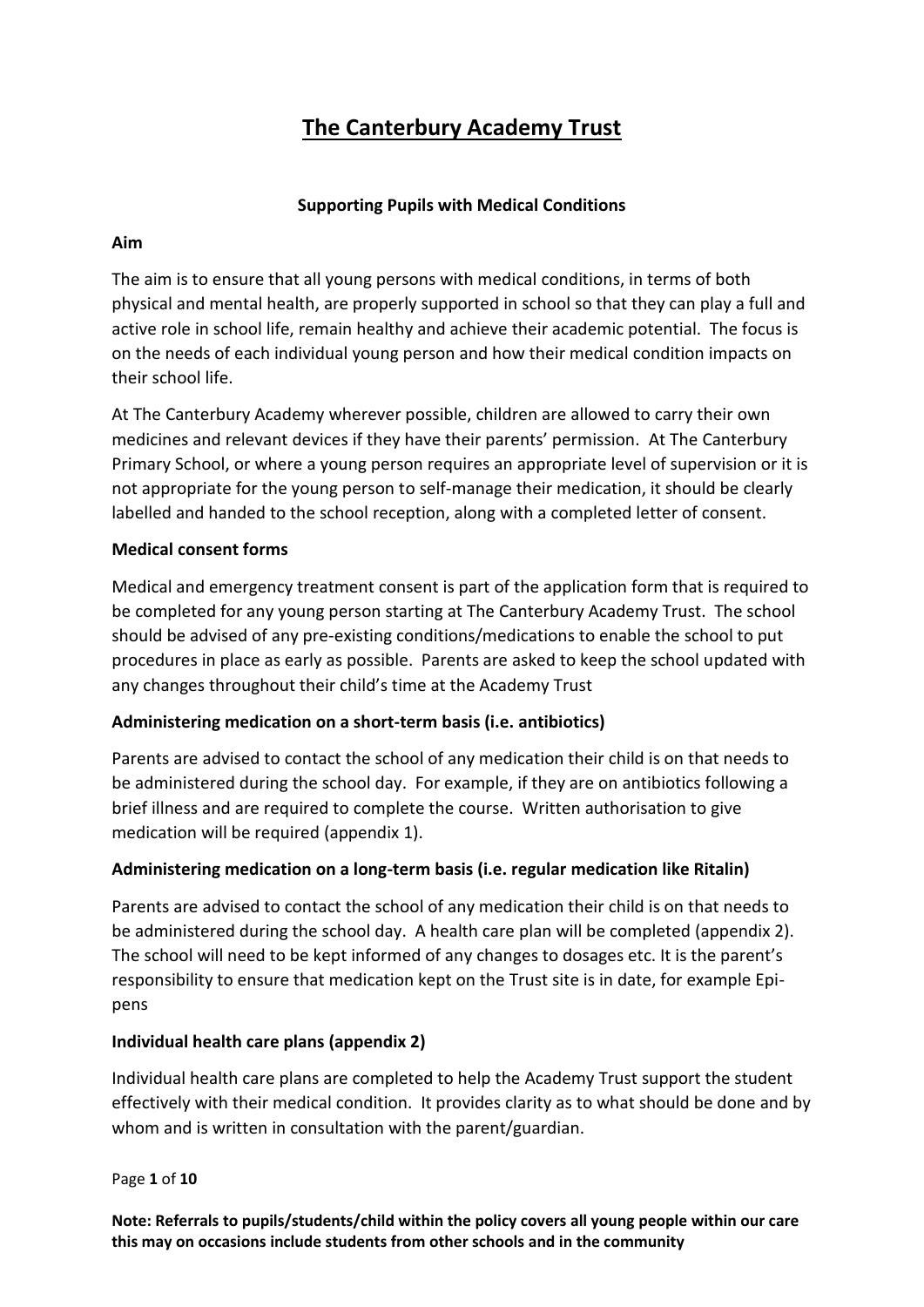# The Canterbury Academy Trust

**Supporting Pupils with Medical Conditions**

**Aim**

The aim is to ensure that all young persons with medical conditions, in terms of both physical and mental health, are properly supported in school so that they can play a full and active role in school life, remain healthy and achieve their academic potential. The focus is on the needs of each individual young person and how their medical condition impacts on their school life.

At The Canterbury Academy wherever possible, children are allowed to carry their own medicines and relevant devices if they have their parents' permission. At The Canterbury Primary School, or where a young person requires an appropriate level of supervision or it is not appropriate for the young person to self-manage their medication, it should be clearly labelled and handed to the school reception, along with a completed letter of consent.

**Medical consent forms**

Medical and emergency treatment consent is part of the application form that is required to be completed for any young person starting at The Canterbury Academy Trust. The school should be advised of any pre-existing conditions/medications to enable the school to put procedures in place as early as possible. Parents are asked to keep the school updated with any changes throughout their child's time at the Academy Trust

**Administering medication on a short-term basis (i.e. antibiotics)**

Parents are advised to contact the school of any medication their child is on that needs to be administered during the school day. For example, if they are on antibiotics following a brief illness and are required to complete the course. Written authorisation to give medication will be required (appendix 1).

**Administering medication on a long-term basis (i.e. regular medication like Ritalin)**

Parents are advised to contact the school of any medication their child is on that needs to be administered during the school day. A health care plan will be completed (appendix 2). The school will need to be kept informed of any changes to dosages etc. It is the parent's responsibility to ensure that medication kept on the Trust site is in date, for example Epi-pens

**Individual health care plans (appendix 2)**

Individual health care plans are completed to help the Academy Trust support the student effectively with their medical condition. It provides clarity as to what should be done and by whom and is written in consultation with the parent/guardian.

**Note: Referrals to pupils/students/child within the policy covers all young people within our care this may on occasions include students from other schools and in the community**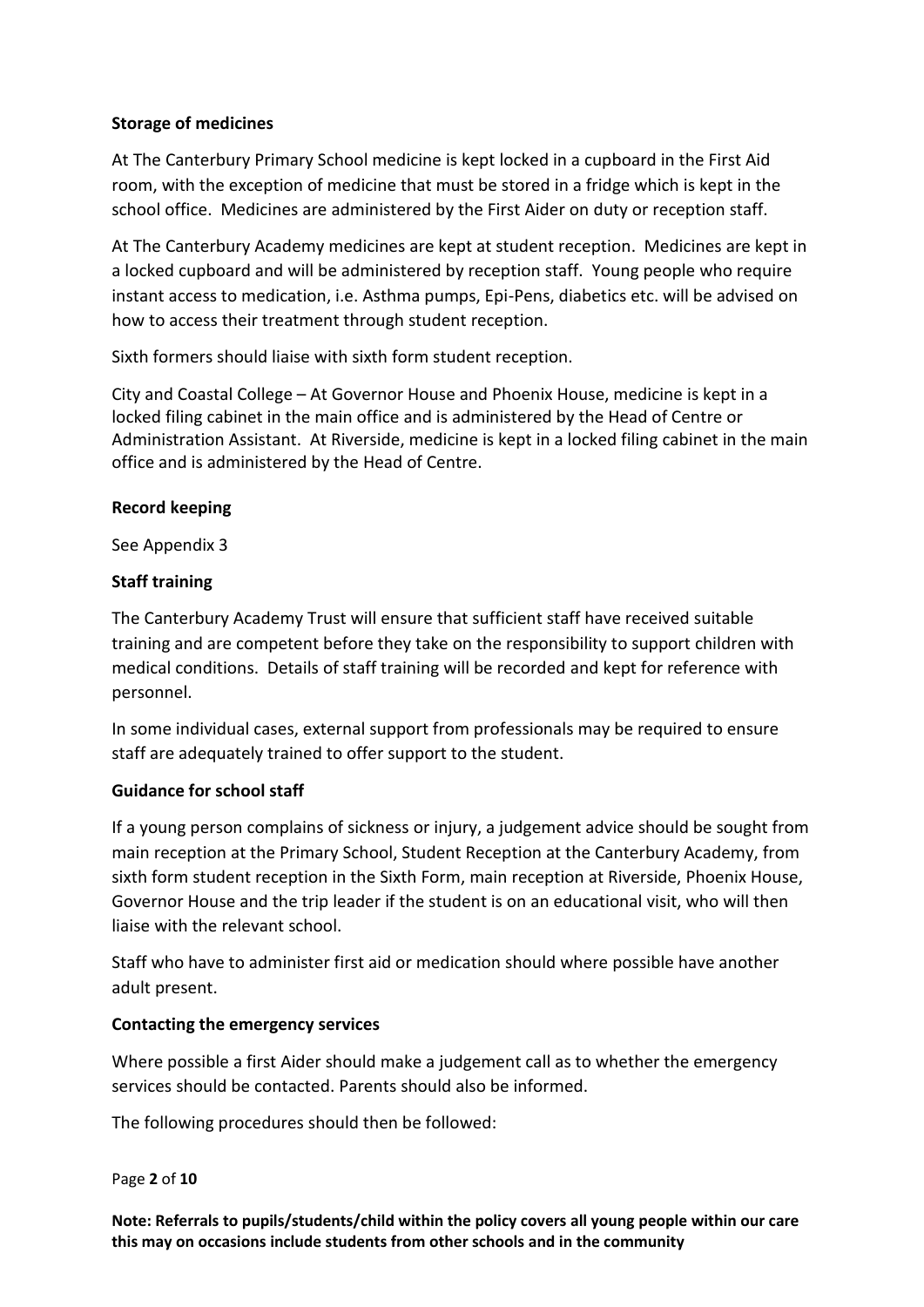**Storage of medicines**

At The Canterbury Primary School medicine is kept locked in a cupboard in the First Aid room, with the exception of medicine that must be stored in a fridge which is kept in the school office. Medicines are administered by the First Aider on duty or reception staff.

At The Canterbury Academy medicines are kept at student reception. Medicines are kept in a locked cupboard and will be administered by reception staff. Young people who require instant access to medication, i.e. Asthma pumps, Epi-Pens, diabetics etc. will be advised on how to access their treatment through student reception.

Sixth formers should liaise with sixth form student reception.

City and Coastal College – At Governor House and Phoenix House, medicine is kept in a locked filing cabinet in the main office and is administered by the Head of Centre or Administration Assistant. At Riverside, medicine is kept in a locked filing cabinet in the main office and is administered by the Head of Centre.

**Record keeping**

See Appendix 3

**Staff training**

The Canterbury Academy Trust will ensure that sufficient staff have received suitable training and are competent before they take on the responsibility to support children with medical conditions. Details of staff training will be recorded and kept for reference with personnel.

In some individual cases, external support from professionals may be required to ensure staff are adequately trained to offer support to the student.

**Guidance for school staff**

If a young person complains of sickness or injury, a judgement advice should be sought from main reception at the Primary School, Student Reception at the Canterbury Academy, from sixth form student reception in the Sixth Form, main reception at Riverside, Phoenix House, Governor House and the trip leader if the student is on an educational visit, who will then liaise with the relevant school.

Staff who have to administer first aid or medication should where possible have another adult present.

**Contacting the emergency services**

Where possible a first Aider should make a judgement call as to whether the emergency services should be contacted. Parents should also be informed.

The following procedures should then be followed:

**Note: Referrals to pupils/students/child within the policy covers all young people within our care this may on occasions include students from other schools and in the community**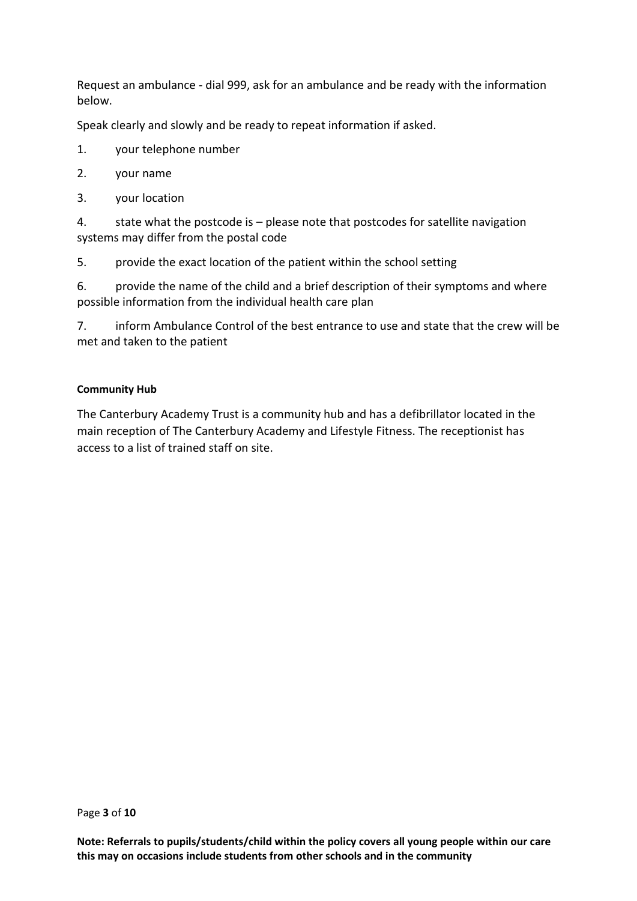Request an ambulance - dial 999, ask for an ambulance and be ready with the information below.

Speak clearly and slowly and be ready to repeat information if asked.

1. your telephone number
2. your name
3. your location
4. state what the postcode is – please note that postcodes for satellite navigation systems may differ from the postal code
5. provide the exact location of the patient within the school setting
6. provide the name of the child and a brief description of their symptoms and where possible information from the individual health care plan
7. inform Ambulance Control of the best entrance to use and state that the crew will be met and taken to the patient

**Community Hub**

The Canterbury Academy Trust is a community hub and has a defibrillator located in the main reception of The Canterbury Academy and Lifestyle Fitness. The receptionist has access to a list of trained staff on site.

**Note: Referrals to pupils/students/child within the policy covers all young people within our care this may on occasions include students from other schools and in the community**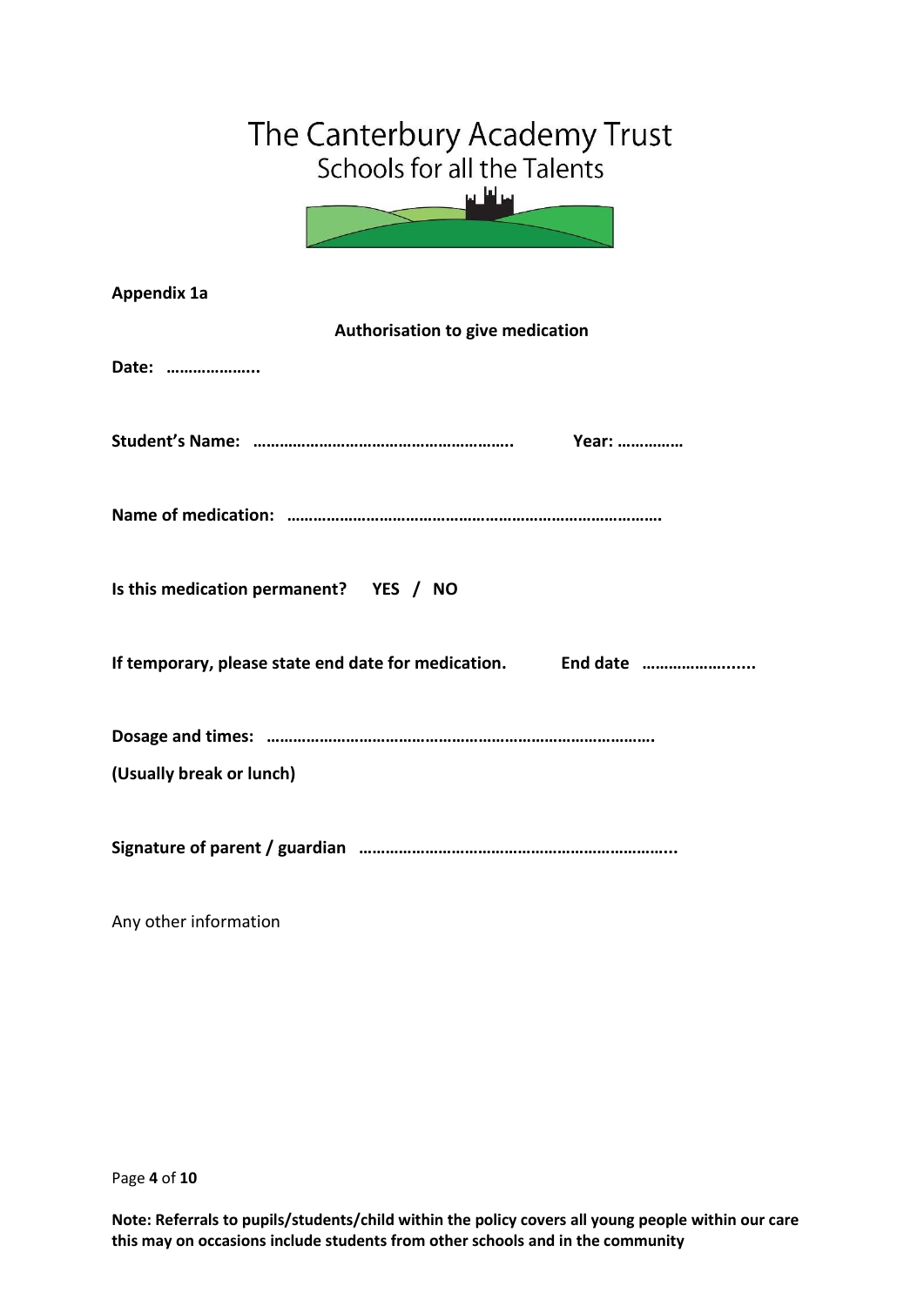# The Canterbury Academy Trust
## Schools for all the Talents

**Appendix 1a**

**Authorisation to give medication**

**Date: ………………..**

**Student's Name: …………………………………………………..     Year: ……………**

**Name of medication: ……………………………………………………………………….**

**Is this medication permanent?   YES / NO**

**If temporary, please state end date for medication.     End date …………………......**

**Dosage and times: ………………………………………………………………………….**

**(Usually break or lunch)**

**Signature of parent / guardian ………………………………………………………...**

Any other information

**Note: Referrals to pupils/students/child within the policy covers all young people within our care this may on occasions include students from other schools and in the community**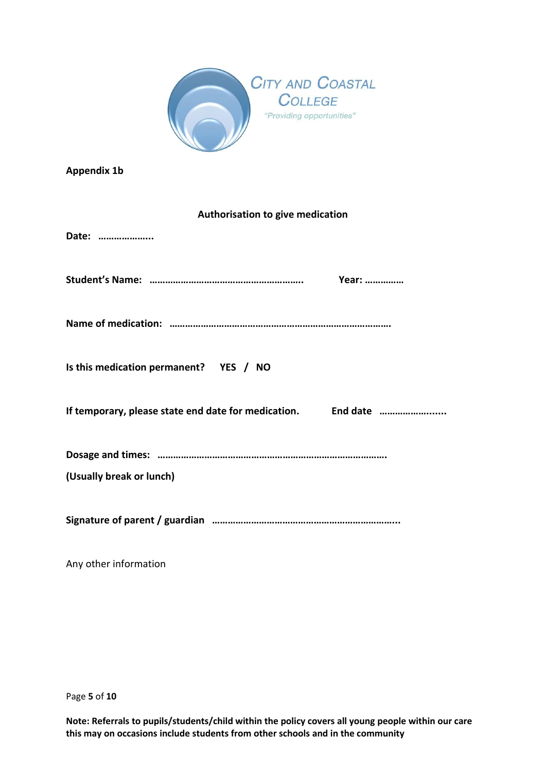CITY AND COASTAL COLLEGE

"Providing opportunities"

**Appendix 1b**

## Authorisation to give medication

**Date: ………………..**

**Student's Name: ………………………………………………….. Year: ……………**

**Name of medication: ……………………………………………………………………….**

**Is this medication permanent? YES / NO**

**If temporary, please state end date for medication. End date …………………......**

**Dosage and times: ………………………………………………………………………….**

**(Usually break or lunch)**

**Signature of parent / guardian ……………………………………………………………..**

Any other information

**Note: Referrals to pupils/students/child within the policy covers all young people within our care this may on occasions include students from other schools and in the community**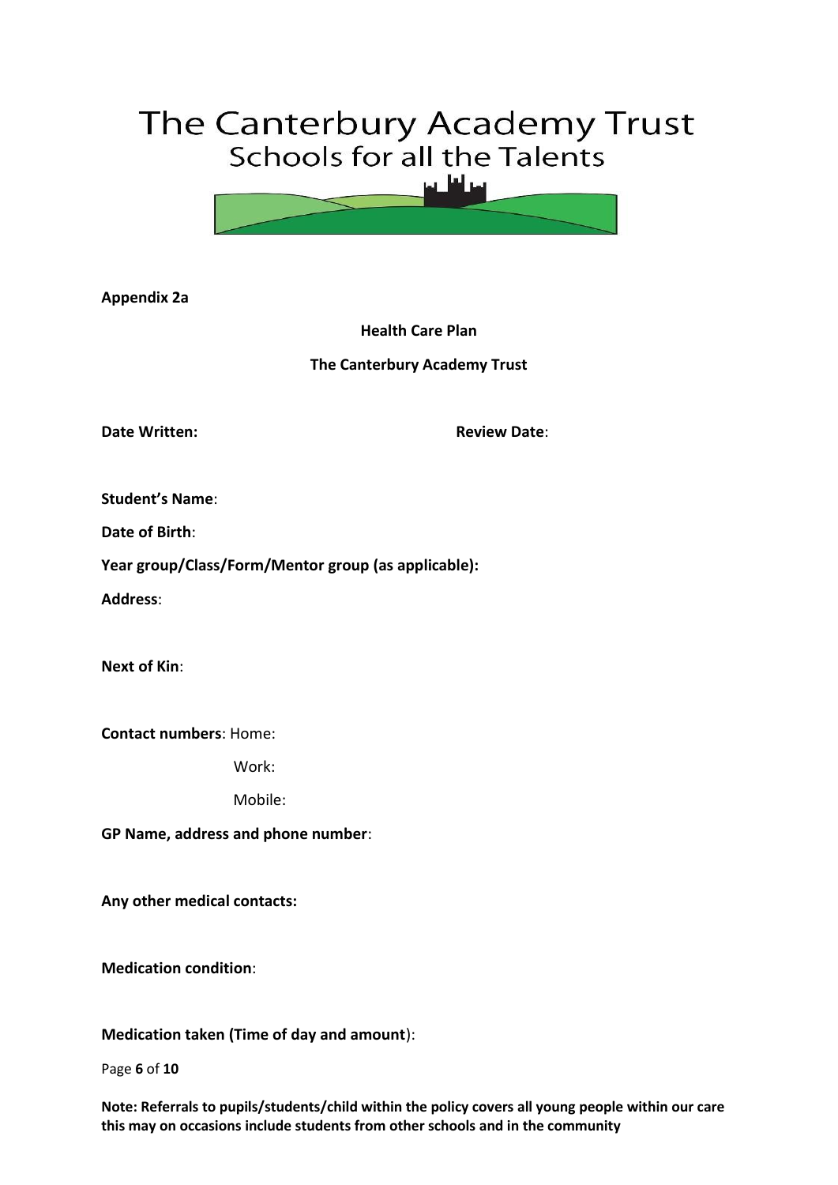# The Canterbury Academy Trust

## Schools for all the Talents

**Appendix 2a**

**Health Care Plan**

**The Canterbury Academy Trust**

**Date Written:** **Review Date**:

**Student's Name**:

**Date of Birth**:

**Year group/Class/Form/Mentor group (as applicable):**

**Address**:

**Next of Kin**:

**Contact numbers**: Home:

Work:

Mobile:

**GP Name, address and phone number**:

**Any other medical contacts:**

**Medication condition**:

**Medication taken (Time of day and amount)**:

**Note: Referrals to pupils/students/child within the policy covers all young people within our care this may on occasions include students from other schools and in the community**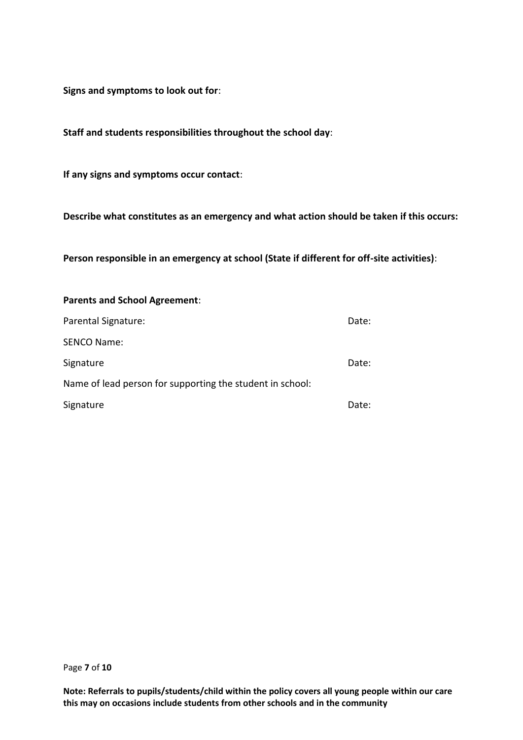**Signs and symptoms to look out for**:

**Staff and students responsibilities throughout the school day**:

**If any signs and symptoms occur contact**:

**Describe what constitutes as an emergency and what action should be taken if this occurs:**

**Person responsible in an emergency at school (State if different for off-site activities)**:

**Parents and School Agreement**:

Parental Signature: Date:

SENCO Name:

Signature Date:

Name of lead person for supporting the student in school:

Signature Date:

**Note: Referrals to pupils/students/child within the policy covers all young people within our care this may on occasions include students from other schools and in the community**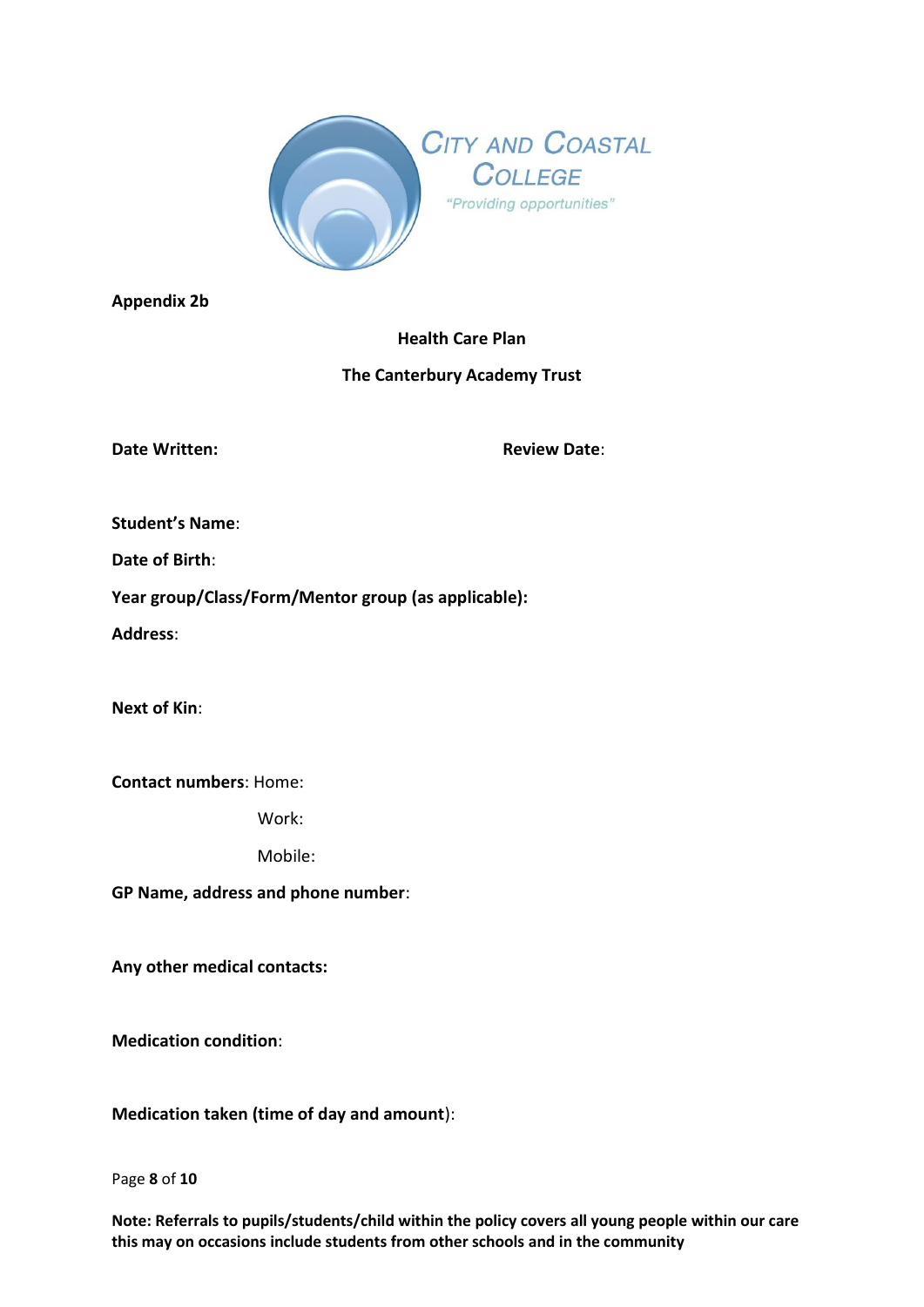CITY AND COASTAL COLLEGE

"Providing opportunities"

**Appendix 2b**

## Health Care Plan

## The Canterbury Academy Trust

**Date Written:** **Review Date**:

**Student's Name**:

**Date of Birth**:

**Year group/Class/Form/Mentor group (as applicable):**

**Address**:

**Next of Kin**:

**Contact numbers**: Home:

Work:

Mobile:

**GP Name, address and phone number**:

**Any other medical contacts:**

**Medication condition**:

**Medication taken (time of day and amount**):

**Note: Referrals to pupils/students/child within the policy covers all young people within our care this may on occasions include students from other schools and in the community**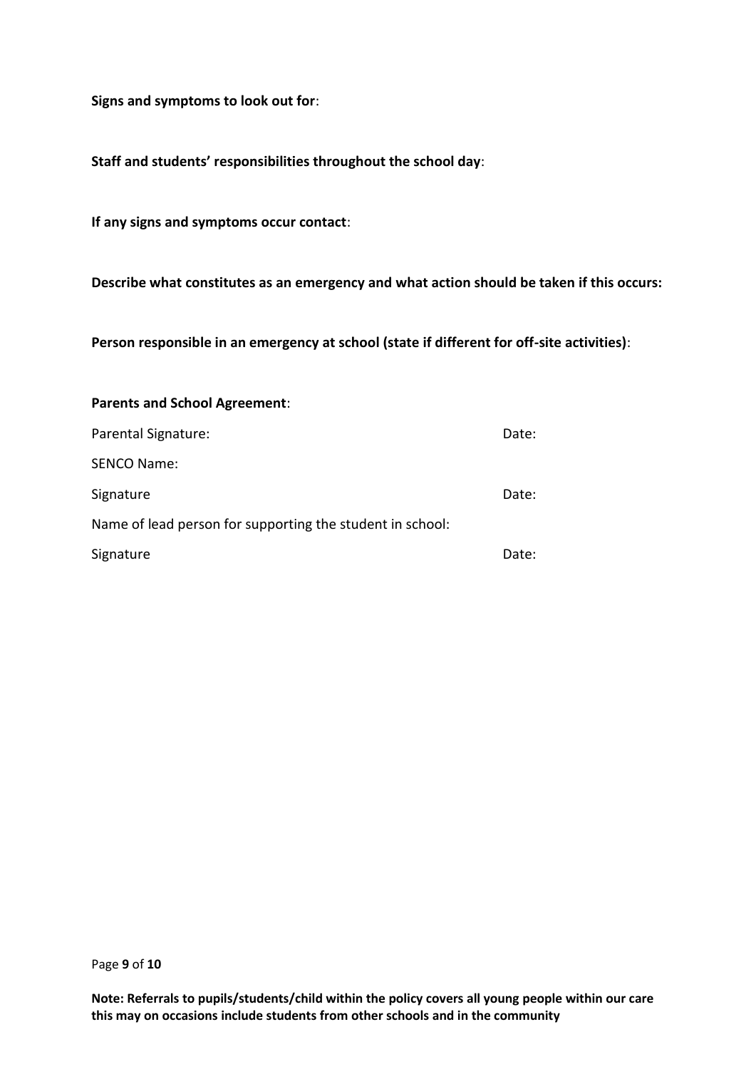**Signs and symptoms to look out for**:

**Staff and students' responsibilities throughout the school day**:

**If any signs and symptoms occur contact**:

**Describe what constitutes as an emergency and what action should be taken if this occurs:**

**Person responsible in an emergency at school (state if different for off-site activities)**:

**Parents and School Agreement**:

Parental Signature: Date:

SENCO Name:

Signature Date:

Name of lead person for supporting the student in school:

Signature Date:

**Note: Referrals to pupils/students/child within the policy covers all young people within our care this may on occasions include students from other schools and in the community**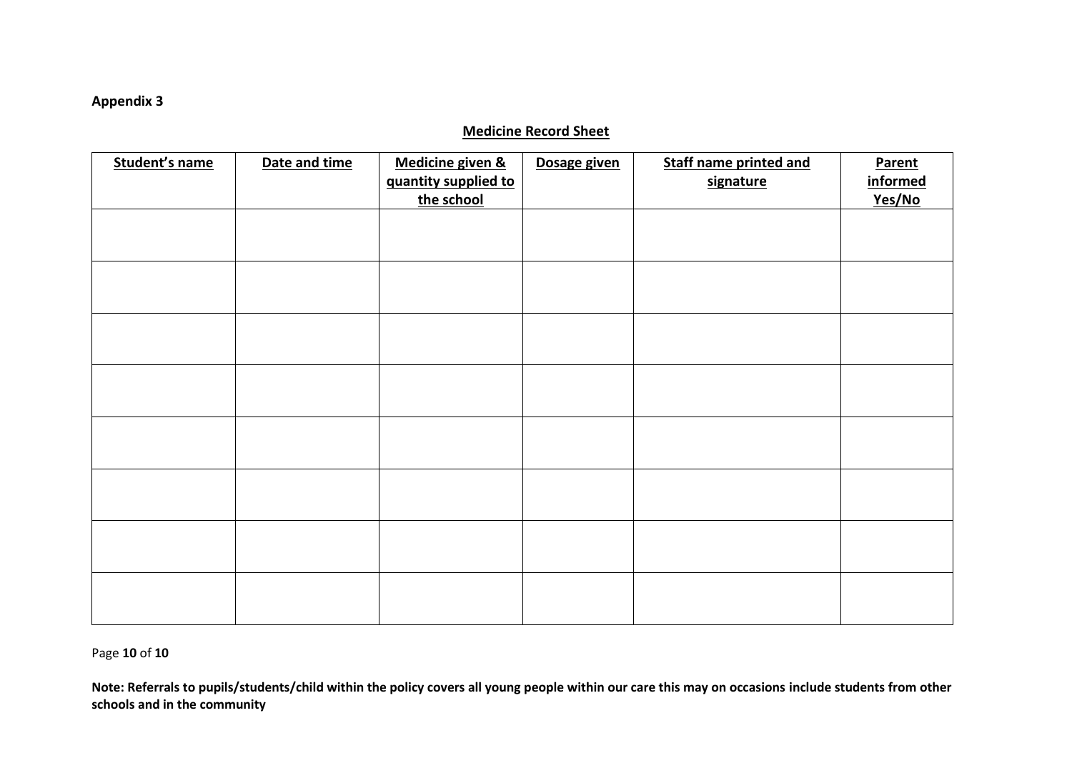**Appendix 3**

## Medicine Record Sheet

| Student's name | Date and time | Medicine given & quantity supplied to the school | Dosage given | Staff name printed and signature | Parent informed Yes/No |
|---|---|---|---|---|---|
| | | | | | |
| | | | | | |
| | | | | | |
| | | | | | |
| | | | | | |
| | | | | | |
| | | | | | |
| | | | | | |

**Note: Referrals to pupils/students/child within the policy covers all young people within our care this may on occasions include students from other schools and in the community**